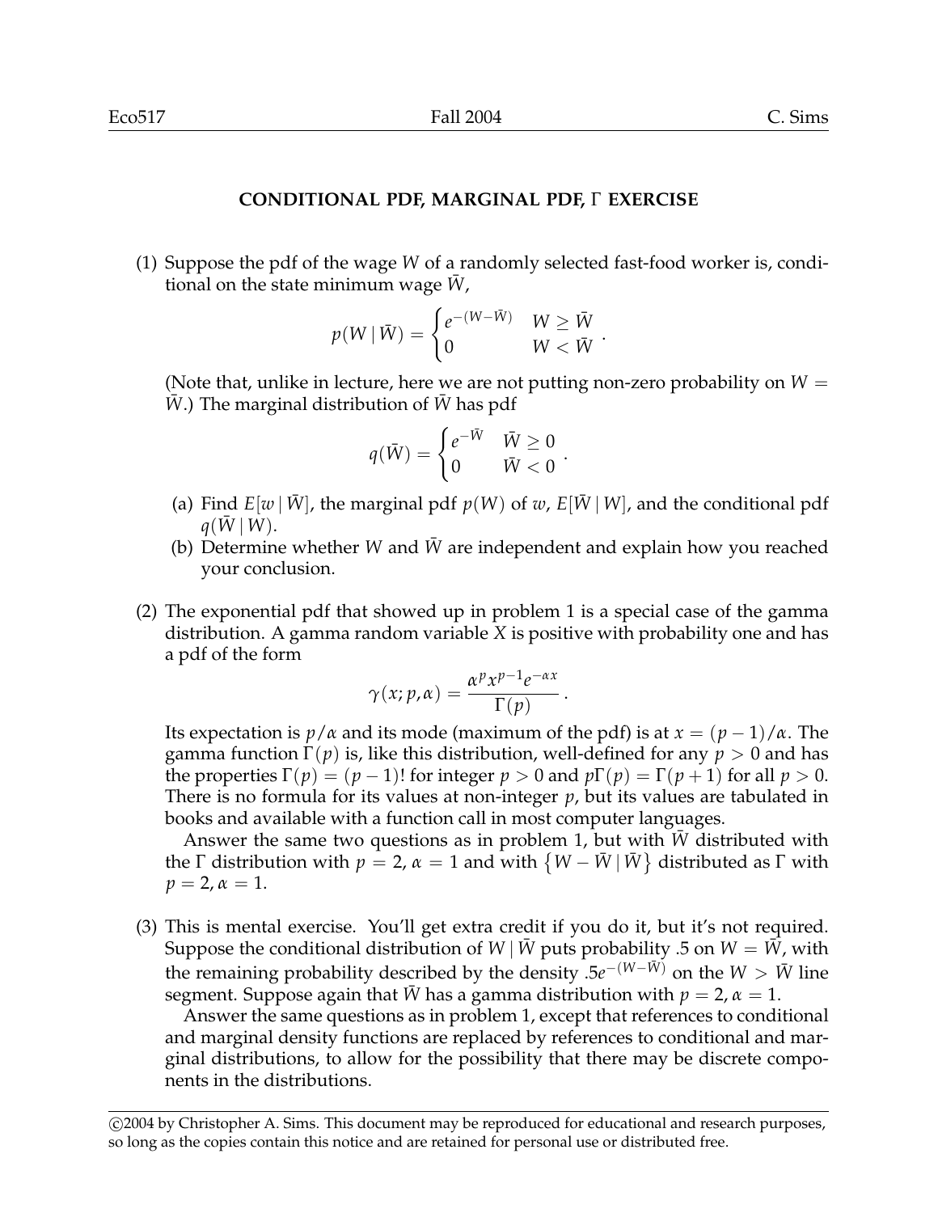## CONDITIONAL PDF, MARGINAL PDF, $\Gamma$ EXERCISE

(1) Suppose the pdf of the wage $W$ of a randomly selected fast-food worker is, conditional on the state minimum wage $\bar{W}$,

$$p(W \mid \bar{W}) = \begin{cases} e^{-(W-\bar{W})} & W \geq \bar{W} \\ 0 & W < \bar{W} \end{cases}.$$

(Note that, unlike in lecture, here we are not putting non-zero probability on $W = \bar{W}$.) The marginal distribution of $\bar{W}$ has pdf

$$q(\bar{W}) = \begin{cases} e^{-\bar{W}} & \bar{W} \geq 0 \\ 0 & \bar{W} < 0 \end{cases}.$$

(a) Find $E[w \mid \bar{W}]$, the marginal pdf $p(W)$ of $w$, $E[\bar{W} \mid W]$, and the conditional pdf $q(\bar{W} \mid W)$.

(b) Determine whether $W$ and $\bar{W}$ are independent and explain how you reached your conclusion.

(2) The exponential pdf that showed up in problem 1 is a special case of the gamma distribution. A gamma random variable $X$ is positive with probability one and has a pdf of the form

$$\gamma(x; p, \alpha) = \frac{\alpha^p x^{p-1} e^{-\alpha x}}{\Gamma(p)}.$$

Its expectation is $p/\alpha$ and its mode (maximum of the pdf) is at $x = (p-1)/\alpha$. The gamma function $\Gamma(p)$ is, like this distribution, well-defined for any $p > 0$ and has the properties $\Gamma(p) = (p-1)!$ for integer $p > 0$ and $p\Gamma(p) = \Gamma(p+1)$ for all $p > 0$. There is no formula for its values at non-integer $p$, but its values are tabulated in books and available with a function call in most computer languages.

Answer the same two questions as in problem 1, but with $\bar{W}$ distributed with the $\Gamma$ distribution with $p = 2$, $\alpha = 1$ and with $\{W - \bar{W} \mid \bar{W}\}$ distributed as $\Gamma$ with $p = 2$, $\alpha = 1$.

(3) This is mental exercise. You'll get extra credit if you do it, but it's not required. Suppose the conditional distribution of $W \mid \bar{W}$ puts probability .5 on $W = \bar{W}$, with the remaining probability described by the density $.5e^{-(W-\bar{W})}$ on the $W > \bar{W}$ line segment. Suppose again that $\bar{W}$ has a gamma distribution with $p = 2$, $\alpha = 1$.

Answer the same questions as in problem 1, except that references to conditional and marginal density functions are replaced by references to conditional and marginal distributions, to allow for the possibility that there may be discrete components in the distributions.

©2004 by Christopher A. Sims. This document may be reproduced for educational and research purposes, so long as the copies contain this notice and are retained for personal use or distributed free.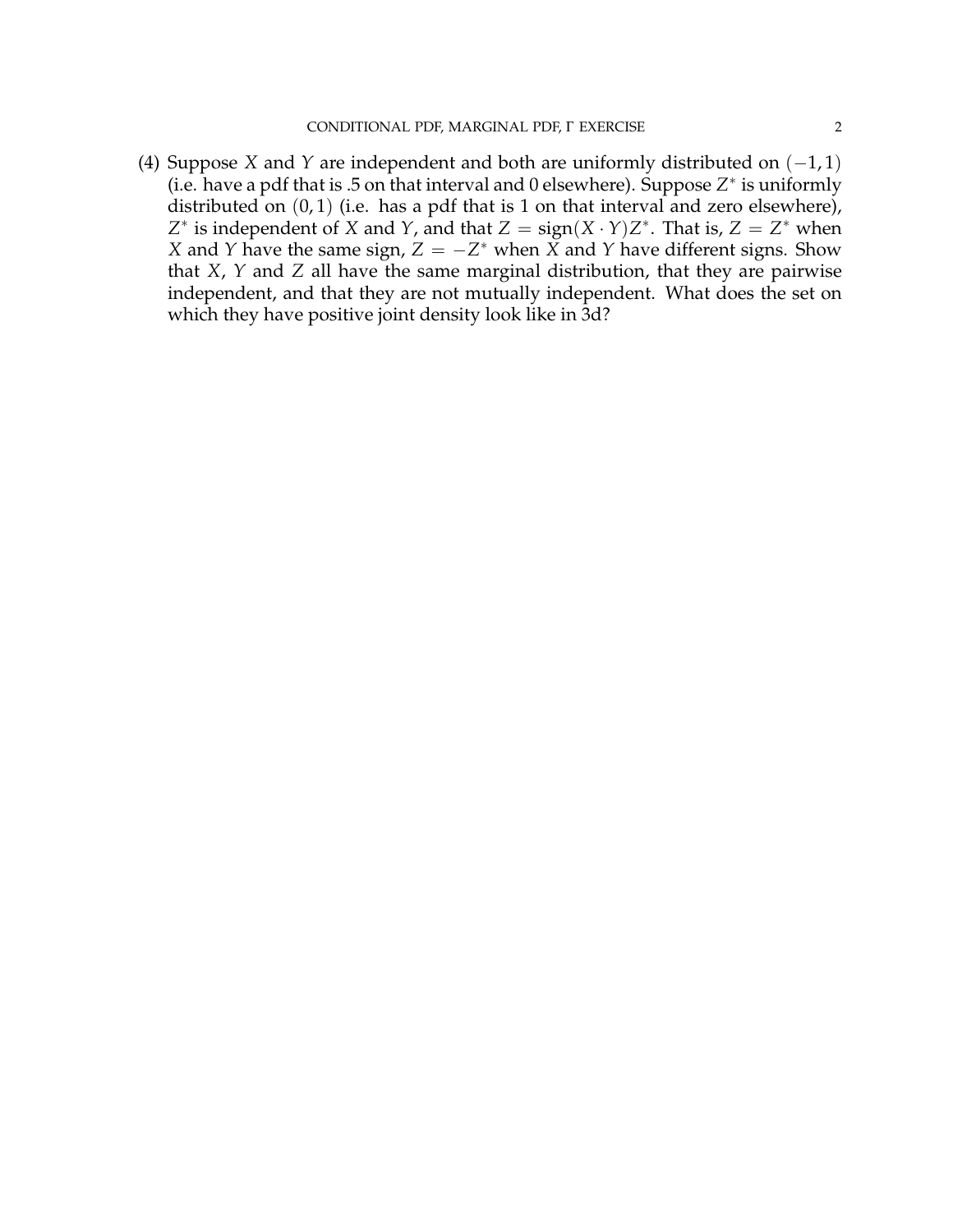(4) Suppose $X$ and $Y$ are independent and both are uniformly distributed on $(-1, 1)$ (i.e. have a pdf that is .5 on that interval and 0 elsewhere). Suppose $Z^*$ is uniformly distributed on $(0, 1)$ (i.e. has a pdf that is 1 on that interval and zero elsewhere), $Z^*$ is independent of $X$ and $Y$, and that $Z = \text{sign}(X \cdot Y)Z^*$. That is, $Z = Z^*$ when $X$ and $Y$ have the same sign, $Z = -Z^*$ when $X$ and $Y$ have different signs. Show that $X$, $Y$ and $Z$ all have the same marginal distribution, that they are pairwise independent, and that they are not mutually independent. What does the set on which they have positive joint density look like in 3d?